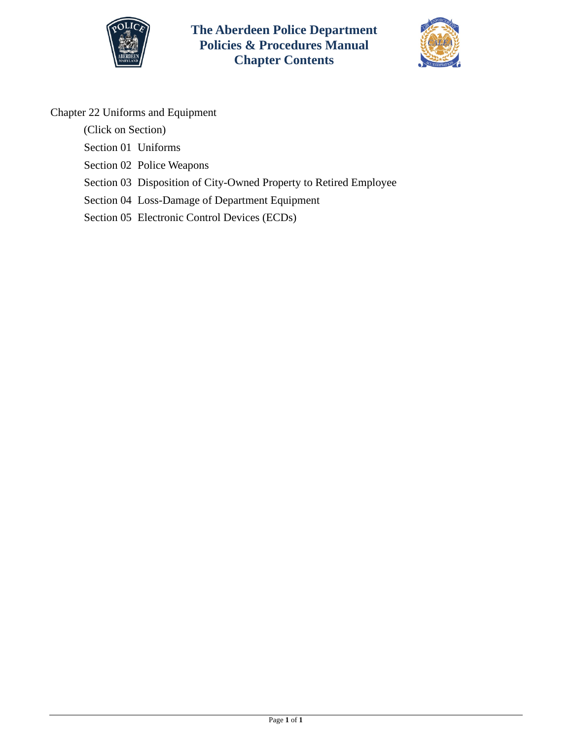# The Aberdeen Police Department Policies & Procedures Manual Chapter Contents

Chapter 22 Uniforms and Equipment

(Click on Section)

Section 01 Uniforms

Section 02 Police Weapons

Section 03 Disposition of City-Owned Property to Retired Employee

Section 04 Loss-Damage of Department Equipment

Section 05 Electronic Control Devices (ECDs)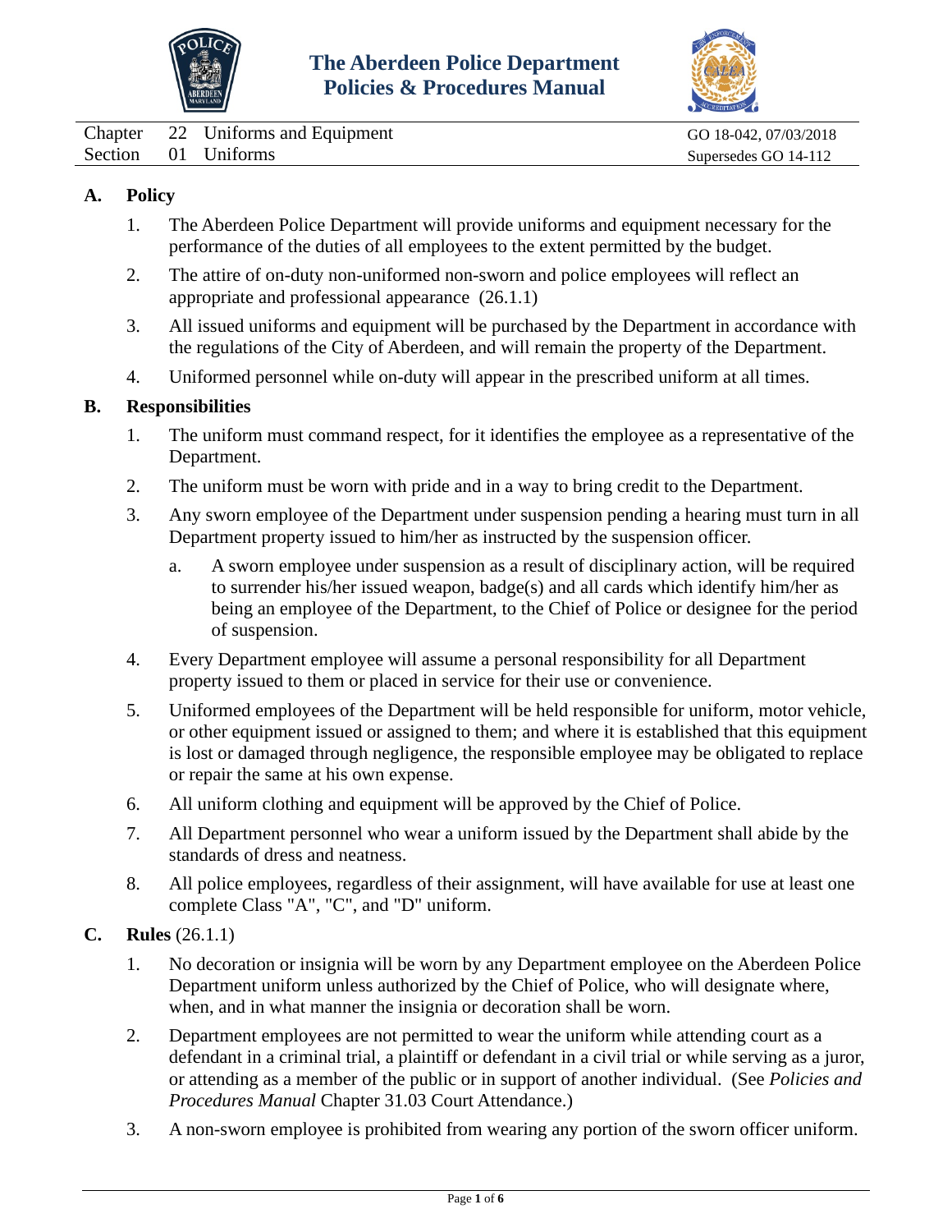# The Aberdeen Police Department Policies & Procedures Manual

| | | | |
|---|---|---|---|
| Chapter | 22 | Uniforms and Equipment | GO 18-042, 07/03/2018 |
| Section | 01 | Uniforms | Supersedes GO 14-112 |

## A. Policy

1. The Aberdeen Police Department will provide uniforms and equipment necessary for the performance of the duties of all employees to the extent permitted by the budget.
2. The attire of on-duty non-uniformed non-sworn and police employees will reflect an appropriate and professional appearance (26.1.1)
3. All issued uniforms and equipment will be purchased by the Department in accordance with the regulations of the City of Aberdeen, and will remain the property of the Department.
4. Uniformed personnel while on-duty will appear in the prescribed uniform at all times.

## B. Responsibilities

1. The uniform must command respect, for it identifies the employee as a representative of the Department.
2. The uniform must be worn with pride and in a way to bring credit to the Department.
3. Any sworn employee of the Department under suspension pending a hearing must turn in all Department property issued to him/her as instructed by the suspension officer.
   a. A sworn employee under suspension as a result of disciplinary action, will be required to surrender his/her issued weapon, badge(s) and all cards which identify him/her as being an employee of the Department, to the Chief of Police or designee for the period of suspension.
4. Every Department employee will assume a personal responsibility for all Department property issued to them or placed in service for their use or convenience.
5. Uniformed employees of the Department will be held responsible for uniform, motor vehicle, or other equipment issued or assigned to them; and where it is established that this equipment is lost or damaged through negligence, the responsible employee may be obligated to replace or repair the same at his own expense.
6. All uniform clothing and equipment will be approved by the Chief of Police.
7. All Department personnel who wear a uniform issued by the Department shall abide by the standards of dress and neatness.
8. All police employees, regardless of their assignment, will have available for use at least one complete Class "A", "C", and "D" uniform.

## C. Rules (26.1.1)

1. No decoration or insignia will be worn by any Department employee on the Aberdeen Police Department uniform unless authorized by the Chief of Police, who will designate where, when, and in what manner the insignia or decoration shall be worn.
2. Department employees are not permitted to wear the uniform while attending court as a defendant in a criminal trial, a plaintiff or defendant in a civil trial or while serving as a juror, or attending as a member of the public or in support of another individual. (See *Policies and Procedures Manual* Chapter 31.03 Court Attendance.)
3. A non-sworn employee is prohibited from wearing any portion of the sworn officer uniform.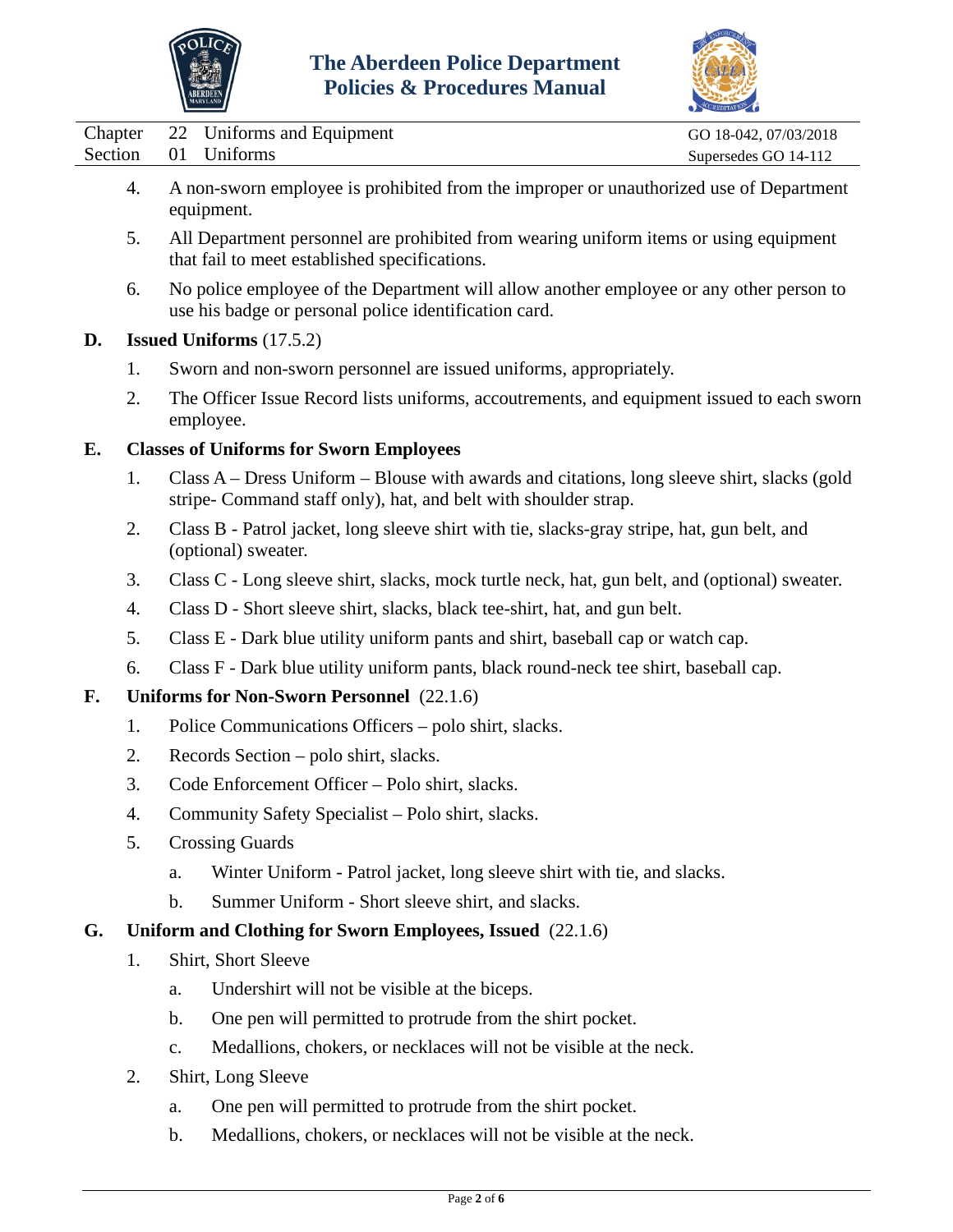4. A non-sworn employee is prohibited from the improper or unauthorized use of Department equipment.

5. All Department personnel are prohibited from wearing uniform items or using equipment that fail to meet established specifications.

6. No police employee of the Department will allow another employee or any other person to use his badge or personal police identification card.

**D. Issued Uniforms** (17.5.2)

1. Sworn and non-sworn personnel are issued uniforms, appropriately.

2. The Officer Issue Record lists uniforms, accoutrements, and equipment issued to each sworn employee.

**E. Classes of Uniforms for Sworn Employees**

1. Class A – Dress Uniform – Blouse with awards and citations, long sleeve shirt, slacks (gold stripe- Command staff only), hat, and belt with shoulder strap.

2. Class B - Patrol jacket, long sleeve shirt with tie, slacks-gray stripe, hat, gun belt, and (optional) sweater.

3. Class C - Long sleeve shirt, slacks, mock turtle neck, hat, gun belt, and (optional) sweater.

4. Class D - Short sleeve shirt, slacks, black tee-shirt, hat, and gun belt.

5. Class E - Dark blue utility uniform pants and shirt, baseball cap or watch cap.

6. Class F - Dark blue utility uniform pants, black round-neck tee shirt, baseball cap.

**F. Uniforms for Non-Sworn Personnel** (22.1.6)

1. Police Communications Officers – polo shirt, slacks.

2. Records Section – polo shirt, slacks.

3. Code Enforcement Officer – Polo shirt, slacks.

4. Community Safety Specialist – Polo shirt, slacks.

5. Crossing Guards

   a. Winter Uniform - Patrol jacket, long sleeve shirt with tie, and slacks.

   b. Summer Uniform - Short sleeve shirt, and slacks.

**G. Uniform and Clothing for Sworn Employees, Issued** (22.1.6)

1. Shirt, Short Sleeve

   a. Undershirt will not be visible at the biceps.

   b. One pen will permitted to protrude from the shirt pocket.

   c. Medallions, chokers, or necklaces will not be visible at the neck.

2. Shirt, Long Sleeve

   a. One pen will permitted to protrude from the shirt pocket.

   b. Medallions, chokers, or necklaces will not be visible at the neck.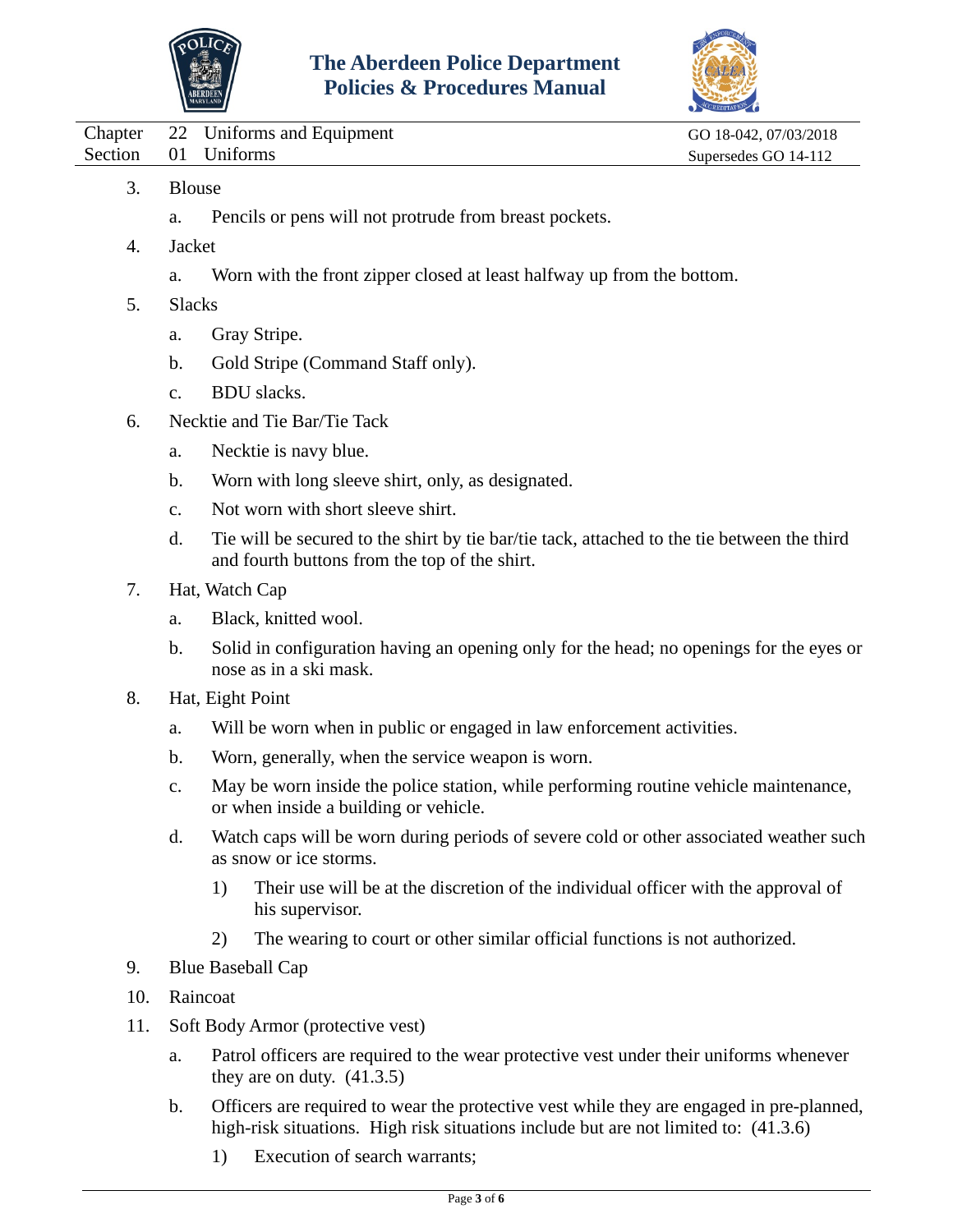3. Blouse

    a. Pencils or pens will not protrude from breast pockets.

4. Jacket

    a. Worn with the front zipper closed at least halfway up from the bottom.

5. Slacks

    a. Gray Stripe.

    b. Gold Stripe (Command Staff only).

    c. BDU slacks.

6. Necktie and Tie Bar/Tie Tack

    a. Necktie is navy blue.

    b. Worn with long sleeve shirt, only, as designated.

    c. Not worn with short sleeve shirt.

    d. Tie will be secured to the shirt by tie bar/tie tack, attached to the tie between the third and fourth buttons from the top of the shirt.

7. Hat, Watch Cap

    a. Black, knitted wool.

    b. Solid in configuration having an opening only for the head; no openings for the eyes or nose as in a ski mask.

8. Hat, Eight Point

    a. Will be worn when in public or engaged in law enforcement activities.

    b. Worn, generally, when the service weapon is worn.

    c. May be worn inside the police station, while performing routine vehicle maintenance, or when inside a building or vehicle.

    d. Watch caps will be worn during periods of severe cold or other associated weather such as snow or ice storms.

        1) Their use will be at the discretion of the individual officer with the approval of his supervisor.

        2) The wearing to court or other similar official functions is not authorized.

9. Blue Baseball Cap

10. Raincoat

11. Soft Body Armor (protective vest)

    a. Patrol officers are required to the wear protective vest under their uniforms whenever they are on duty. (41.3.5)

    b. Officers are required to wear the protective vest while they are engaged in pre-planned, high-risk situations. High risk situations include but are not limited to: (41.3.6)

        1) Execution of search warrants;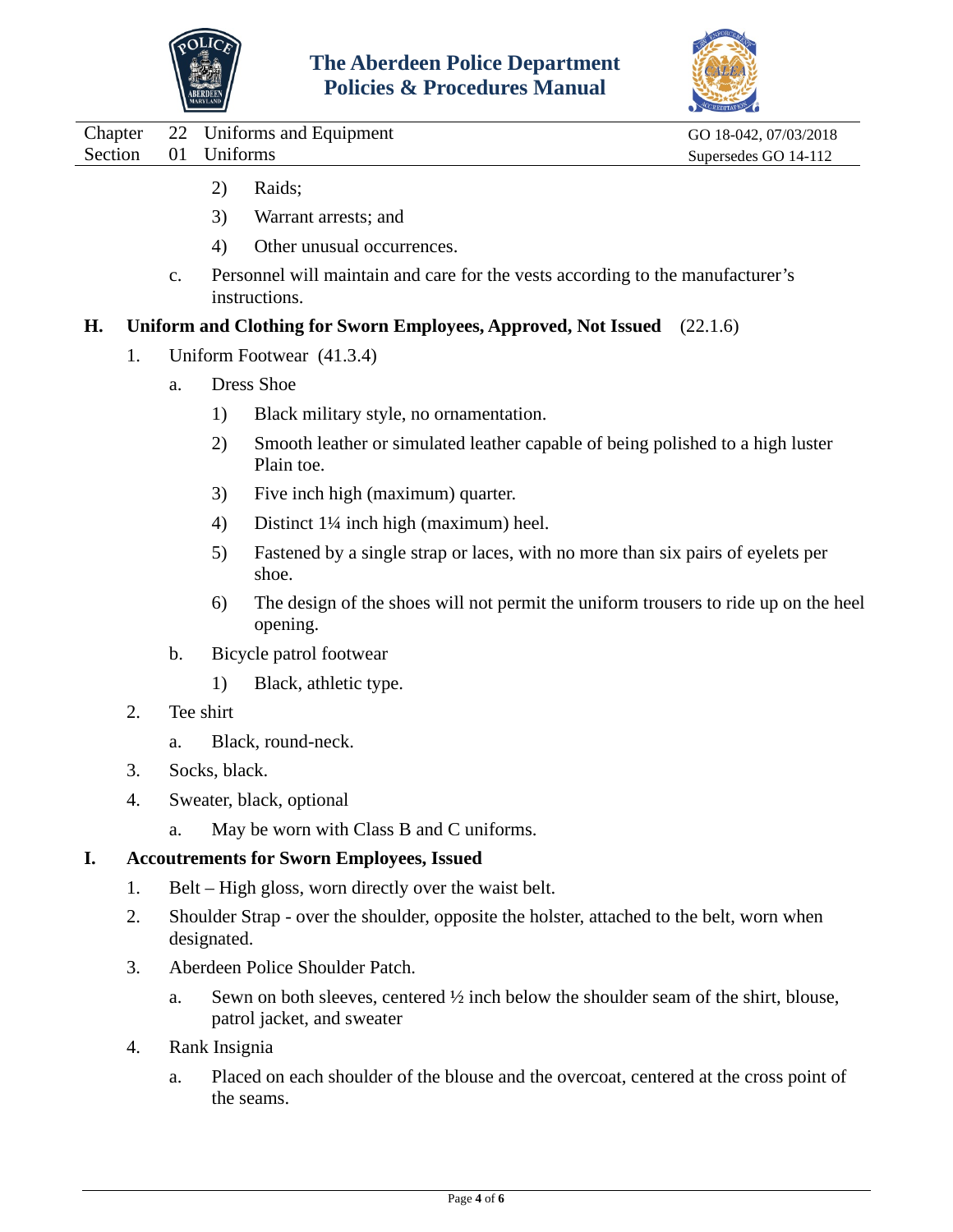2) Raids;

3) Warrant arrests; and

4) Other unusual occurrences.

c. Personnel will maintain and care for the vests according to the manufacturer's instructions.

**H. Uniform and Clothing for Sworn Employees, Approved, Not Issued** (22.1.6)

1. Uniform Footwear (41.3.4)

   a. Dress Shoe

      1) Black military style, no ornamentation.

      2) Smooth leather or simulated leather capable of being polished to a high luster Plain toe.

      3) Five inch high (maximum) quarter.

      4) Distinct 1¼ inch high (maximum) heel.

      5) Fastened by a single strap or laces, with no more than six pairs of eyelets per shoe.

      6) The design of the shoes will not permit the uniform trousers to ride up on the heel opening.

   b. Bicycle patrol footwear

      1) Black, athletic type.

2. Tee shirt

   a. Black, round-neck.

3. Socks, black.

4. Sweater, black, optional

   a. May be worn with Class B and C uniforms.

**I. Accoutrements for Sworn Employees, Issued**

1. Belt – High gloss, worn directly over the waist belt.

2. Shoulder Strap - over the shoulder, opposite the holster, attached to the belt, worn when designated.

3. Aberdeen Police Shoulder Patch.

   a. Sewn on both sleeves, centered ½ inch below the shoulder seam of the shirt, blouse, patrol jacket, and sweater

4. Rank Insignia

   a. Placed on each shoulder of the blouse and the overcoat, centered at the cross point of the seams.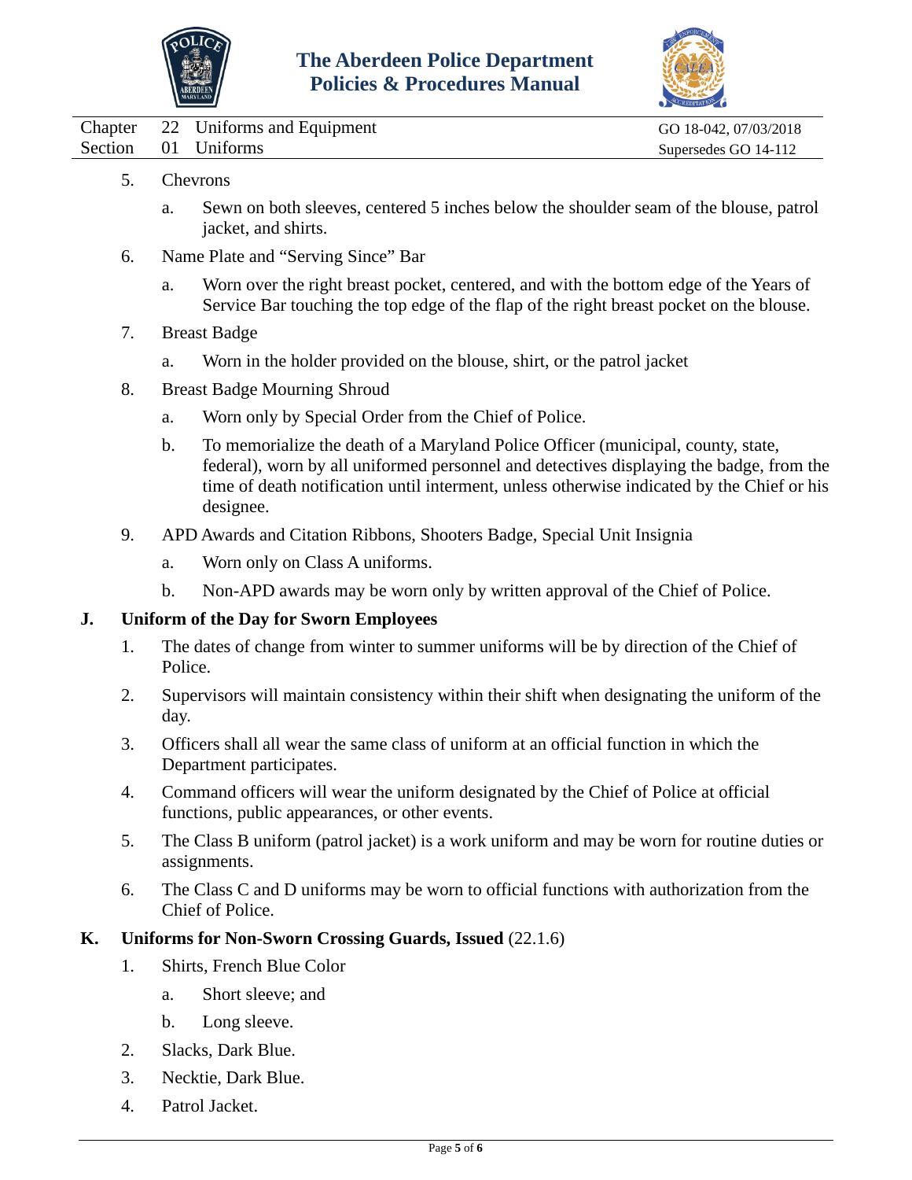5. Chevrons

    a. Sewn on both sleeves, centered 5 inches below the shoulder seam of the blouse, patrol jacket, and shirts.

6. Name Plate and "Serving Since" Bar

    a. Worn over the right breast pocket, centered, and with the bottom edge of the Years of Service Bar touching the top edge of the flap of the right breast pocket on the blouse.

7. Breast Badge

    a. Worn in the holder provided on the blouse, shirt, or the patrol jacket

8. Breast Badge Mourning Shroud

    a. Worn only by Special Order from the Chief of Police.

    b. To memorialize the death of a Maryland Police Officer (municipal, county, state, federal), worn by all uniformed personnel and detectives displaying the badge, from the time of death notification until interment, unless otherwise indicated by the Chief or his designee.

9. APD Awards and Citation Ribbons, Shooters Badge, Special Unit Insignia

    a. Worn only on Class A uniforms.

    b. Non-APD awards may be worn only by written approval of the Chief of Police.

**J. Uniform of the Day for Sworn Employees**

1. The dates of change from winter to summer uniforms will be by direction of the Chief of Police.

2. Supervisors will maintain consistency within their shift when designating the uniform of the day.

3. Officers shall all wear the same class of uniform at an official function in which the Department participates.

4. Command officers will wear the uniform designated by the Chief of Police at official functions, public appearances, or other events.

5. The Class B uniform (patrol jacket) is a work uniform and may be worn for routine duties or assignments.

6. The Class C and D uniforms may be worn to official functions with authorization from the Chief of Police.

**K. Uniforms for Non-Sworn Crossing Guards, Issued** (22.1.6)

1. Shirts, French Blue Color

    a. Short sleeve; and

    b. Long sleeve.

2. Slacks, Dark Blue.

3. Necktie, Dark Blue.

4. Patrol Jacket.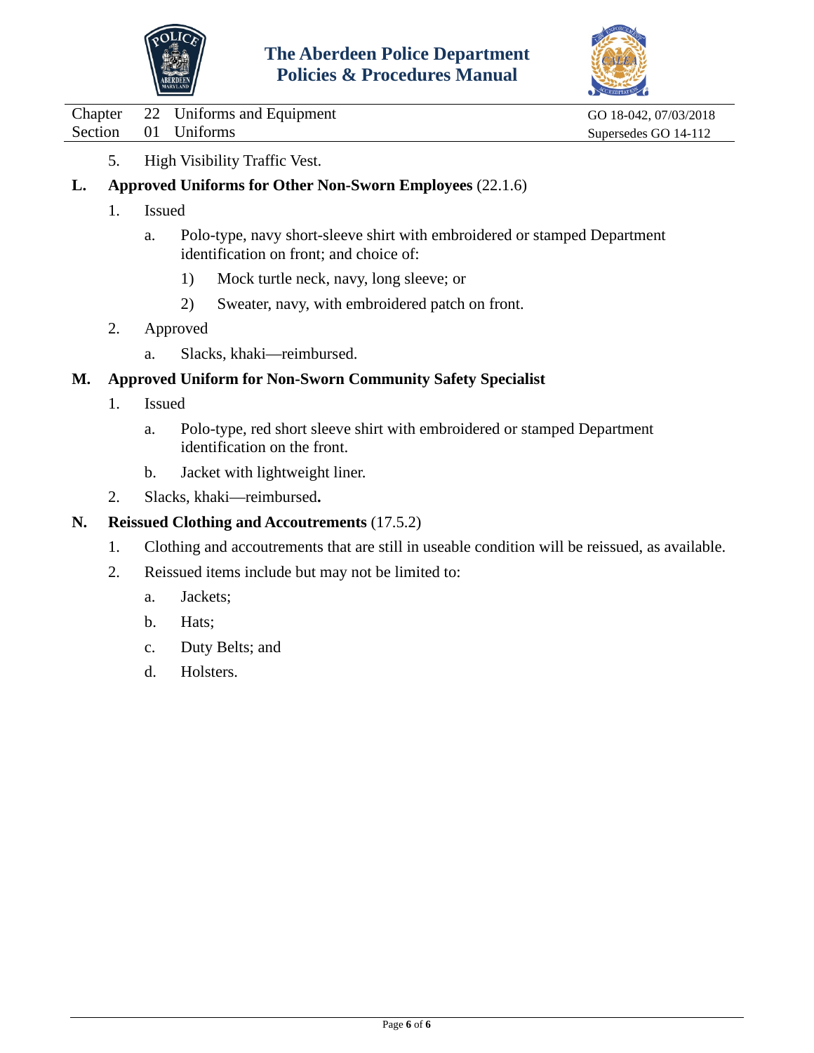5. High Visibility Traffic Vest.

**L. Approved Uniforms for Other Non-Sworn Employees** (22.1.6)

1. Issued
    a. Polo-type, navy short-sleeve shirt with embroidered or stamped Department identification on front; and choice of:
        1) Mock turtle neck, navy, long sleeve; or
        2) Sweater, navy, with embroidered patch on front.
2. Approved
    a. Slacks, khaki—reimbursed.

**M. Approved Uniform for Non-Sworn Community Safety Specialist**

1. Issued
    a. Polo-type, red short sleeve shirt with embroidered or stamped Department identification on the front.
    b. Jacket with lightweight liner.
2. Slacks, khaki—reimbursed**.**

**N. Reissued Clothing and Accoutrements** (17.5.2)

1. Clothing and accoutrements that are still in useable condition will be reissued, as available.
2. Reissued items include but may not be limited to:
    a. Jackets;
    b. Hats;
    c. Duty Belts; and
    d. Holsters.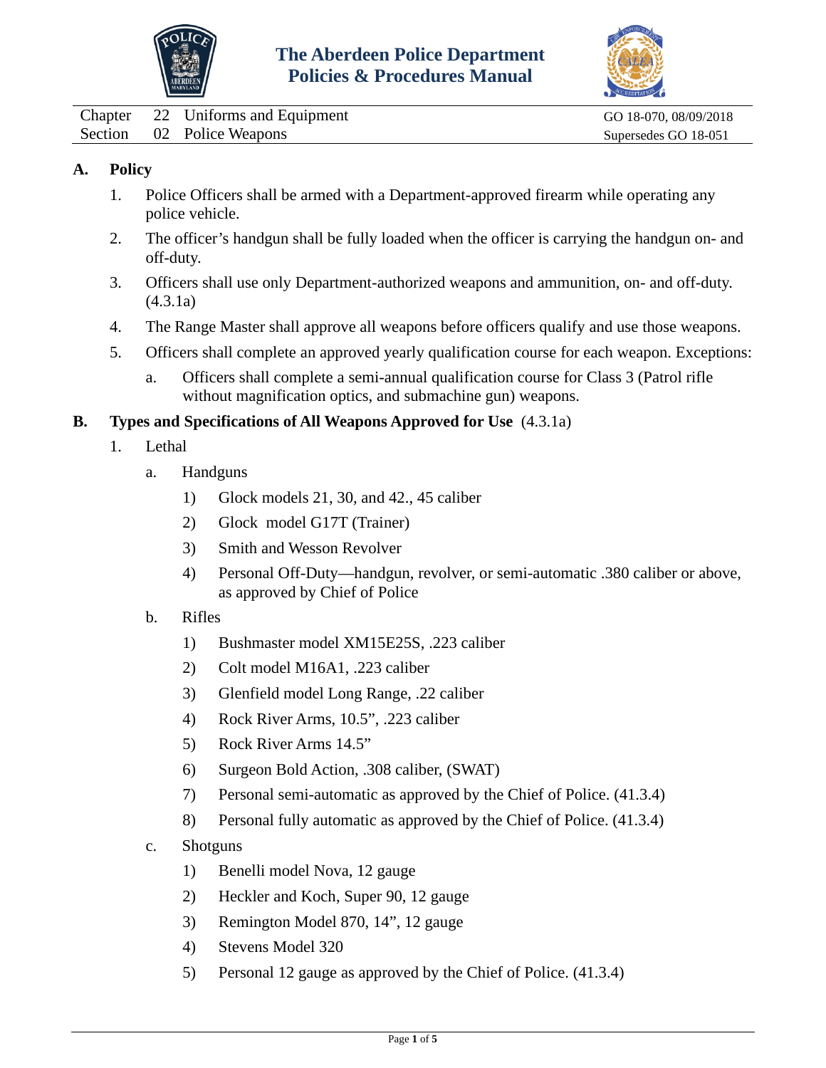# The Aberdeen Police Department Policies & Procedures Manual

| Chapter | 22 | Uniforms and Equipment | GO 18-070, 08/09/2018 |
|---|---|---|---|
| Section | 02 | Police Weapons | Supersedes GO 18-051 |

## A. Policy

1. Police Officers shall be armed with a Department-approved firearm while operating any police vehicle.
2. The officer's handgun shall be fully loaded when the officer is carrying the handgun on- and off-duty.
3. Officers shall use only Department-authorized weapons and ammunition, on- and off-duty. (4.3.1a)
4. The Range Master shall approve all weapons before officers qualify and use those weapons.
5. Officers shall complete an approved yearly qualification course for each weapon. Exceptions:
   a. Officers shall complete a semi-annual qualification course for Class 3 (Patrol rifle without magnification optics, and submachine gun) weapons.

## B. Types and Specifications of All Weapons Approved for Use (4.3.1a)

1. Lethal
   a. Handguns
      1) Glock models 21, 30, and 42., 45 caliber
      2) Glock model G17T (Trainer)
      3) Smith and Wesson Revolver
      4) Personal Off-Duty—handgun, revolver, or semi-automatic .380 caliber or above, as approved by Chief of Police

   b. Rifles
      1) Bushmaster model XM15E25S, .223 caliber
      2) Colt model M16A1, .223 caliber
      3) Glenfield model Long Range, .22 caliber
      4) Rock River Arms, 10.5", .223 caliber
      5) Rock River Arms 14.5"
      6) Surgeon Bold Action, .308 caliber, (SWAT)
      7) Personal semi-automatic as approved by the Chief of Police. (41.3.4)
      8) Personal fully automatic as approved by the Chief of Police. (41.3.4)

   c. Shotguns
      1) Benelli model Nova, 12 gauge
      2) Heckler and Koch, Super 90, 12 gauge
      3) Remington Model 870, 14", 12 gauge
      4) Stevens Model 320
      5) Personal 12 gauge as approved by the Chief of Police. (41.3.4)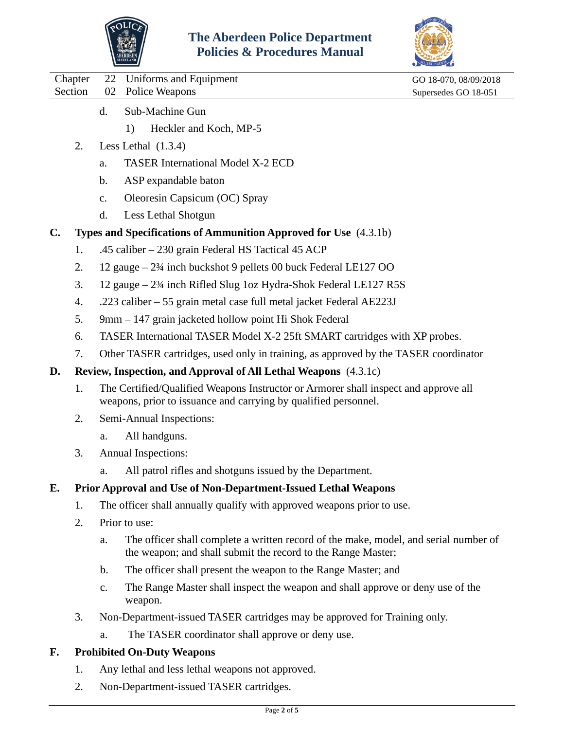d. Sub-Machine Gun

   1) Heckler and Koch, MP-5

2. Less Lethal (1.3.4)

   a. TASER International Model X-2 ECD

   b. ASP expandable baton

   c. Oleoresin Capsicum (OC) Spray

   d. Less Lethal Shotgun

**C. Types and Specifications of Ammunition Approved for Use** (4.3.1b)

1. .45 caliber – 230 grain Federal HS Tactical 45 ACP
2. 12 gauge – 2¾ inch buckshot 9 pellets 00 buck Federal LE127 OO
3. 12 gauge – 2¾ inch Rifled Slug 1oz Hydra-Shok Federal LE127 R5S
4. .223 caliber – 55 grain metal case full metal jacket Federal AE223J
5. 9mm – 147 grain jacketed hollow point Hi Shok Federal
6. TASER International TASER Model X-2 25ft SMART cartridges with XP probes.
7. Other TASER cartridges, used only in training, as approved by the TASER coordinator

**D. Review, Inspection, and Approval of All Lethal Weapons** (4.3.1c)

1. The Certified/Qualified Weapons Instructor or Armorer shall inspect and approve all weapons, prior to issuance and carrying by qualified personnel.
2. Semi-Annual Inspections:
   a. All handguns.
3. Annual Inspections:
   a. All patrol rifles and shotguns issued by the Department.

**E. Prior Approval and Use of Non-Department-Issued Lethal Weapons**

1. The officer shall annually qualify with approved weapons prior to use.
2. Prior to use:
   a. The officer shall complete a written record of the make, model, and serial number of the weapon; and shall submit the record to the Range Master;
   b. The officer shall present the weapon to the Range Master; and
   c. The Range Master shall inspect the weapon and shall approve or deny use of the weapon.
3. Non-Department-issued TASER cartridges may be approved for Training only.
   a. The TASER coordinator shall approve or deny use.

**F. Prohibited On-Duty Weapons**

1. Any lethal and less lethal weapons not approved.
2. Non-Department-issued TASER cartridges.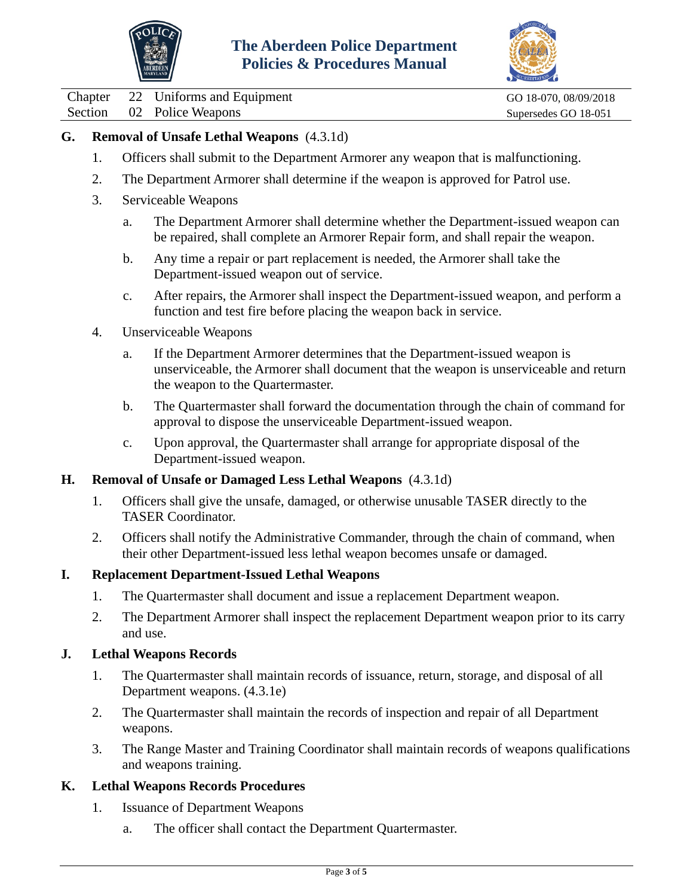**G. Removal of Unsafe Lethal Weapons** (4.3.1d)

1. Officers shall submit to the Department Armorer any weapon that is malfunctioning.
2. The Department Armorer shall determine if the weapon is approved for Patrol use.
3. Serviceable Weapons
    a. The Department Armorer shall determine whether the Department-issued weapon can be repaired, shall complete an Armorer Repair form, and shall repair the weapon.
    b. Any time a repair or part replacement is needed, the Armorer shall take the Department-issued weapon out of service.
    c. After repairs, the Armorer shall inspect the Department-issued weapon, and perform a function and test fire before placing the weapon back in service.
4. Unserviceable Weapons
    a. If the Department Armorer determines that the Department-issued weapon is unserviceable, the Armorer shall document that the weapon is unserviceable and return the weapon to the Quartermaster.
    b. The Quartermaster shall forward the documentation through the chain of command for approval to dispose the unserviceable Department-issued weapon.
    c. Upon approval, the Quartermaster shall arrange for appropriate disposal of the Department-issued weapon.

**H. Removal of Unsafe or Damaged Less Lethal Weapons** (4.3.1d)

1. Officers shall give the unsafe, damaged, or otherwise unusable TASER directly to the TASER Coordinator.
2. Officers shall notify the Administrative Commander, through the chain of command, when their other Department-issued less lethal weapon becomes unsafe or damaged.

**I. Replacement Department-Issued Lethal Weapons**

1. The Quartermaster shall document and issue a replacement Department weapon.
2. The Department Armorer shall inspect the replacement Department weapon prior to its carry and use.

**J. Lethal Weapons Records**

1. The Quartermaster shall maintain records of issuance, return, storage, and disposal of all Department weapons. (4.3.1e)
2. The Quartermaster shall maintain the records of inspection and repair of all Department weapons.
3. The Range Master and Training Coordinator shall maintain records of weapons qualifications and weapons training.

**K. Lethal Weapons Records Procedures**

1. Issuance of Department Weapons
    a. The officer shall contact the Department Quartermaster.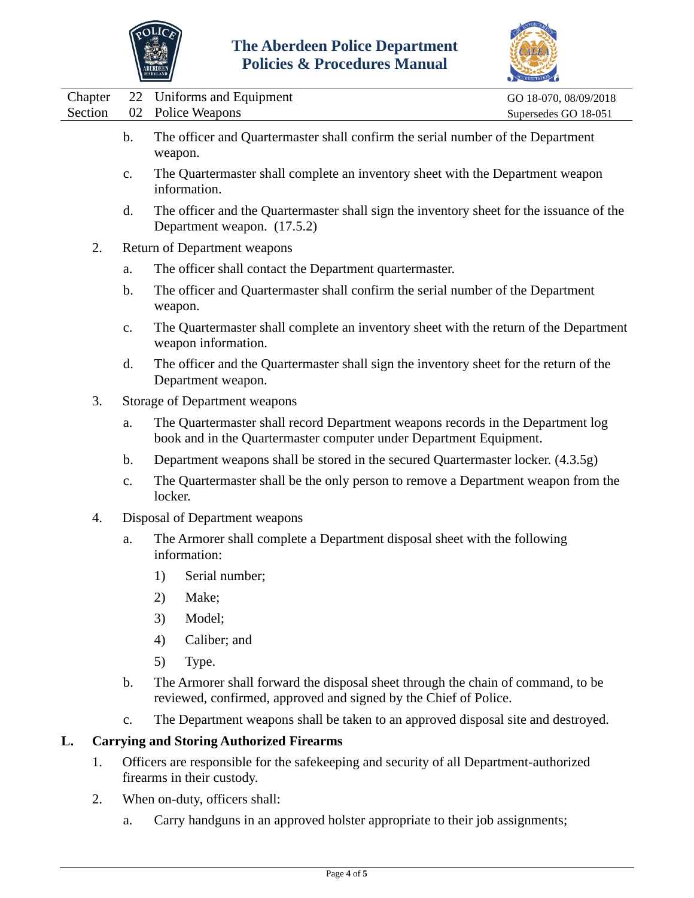b. The officer and Quartermaster shall confirm the serial number of the Department weapon.

c. The Quartermaster shall complete an inventory sheet with the Department weapon information.

d. The officer and the Quartermaster shall sign the inventory sheet for the issuance of the Department weapon. (17.5.2)

2. Return of Department weapons

   a. The officer shall contact the Department quartermaster.

   b. The officer and Quartermaster shall confirm the serial number of the Department weapon.

   c. The Quartermaster shall complete an inventory sheet with the return of the Department weapon information.

   d. The officer and the Quartermaster shall sign the inventory sheet for the return of the Department weapon.

3. Storage of Department weapons

   a. The Quartermaster shall record Department weapons records in the Department log book and in the Quartermaster computer under Department Equipment.

   b. Department weapons shall be stored in the secured Quartermaster locker. (4.3.5g)

   c. The Quartermaster shall be the only person to remove a Department weapon from the locker.

4. Disposal of Department weapons

   a. The Armorer shall complete a Department disposal sheet with the following information:

      1) Serial number;

      2) Make;

      3) Model;

      4) Caliber; and

      5) Type.

   b. The Armorer shall forward the disposal sheet through the chain of command, to be reviewed, confirmed, approved and signed by the Chief of Police.

   c. The Department weapons shall be taken to an approved disposal site and destroyed.

## L. Carrying and Storing Authorized Firearms

1. Officers are responsible for the safekeeping and security of all Department-authorized firearms in their custody.

2. When on-duty, officers shall:

   a. Carry handguns in an approved holster appropriate to their job assignments;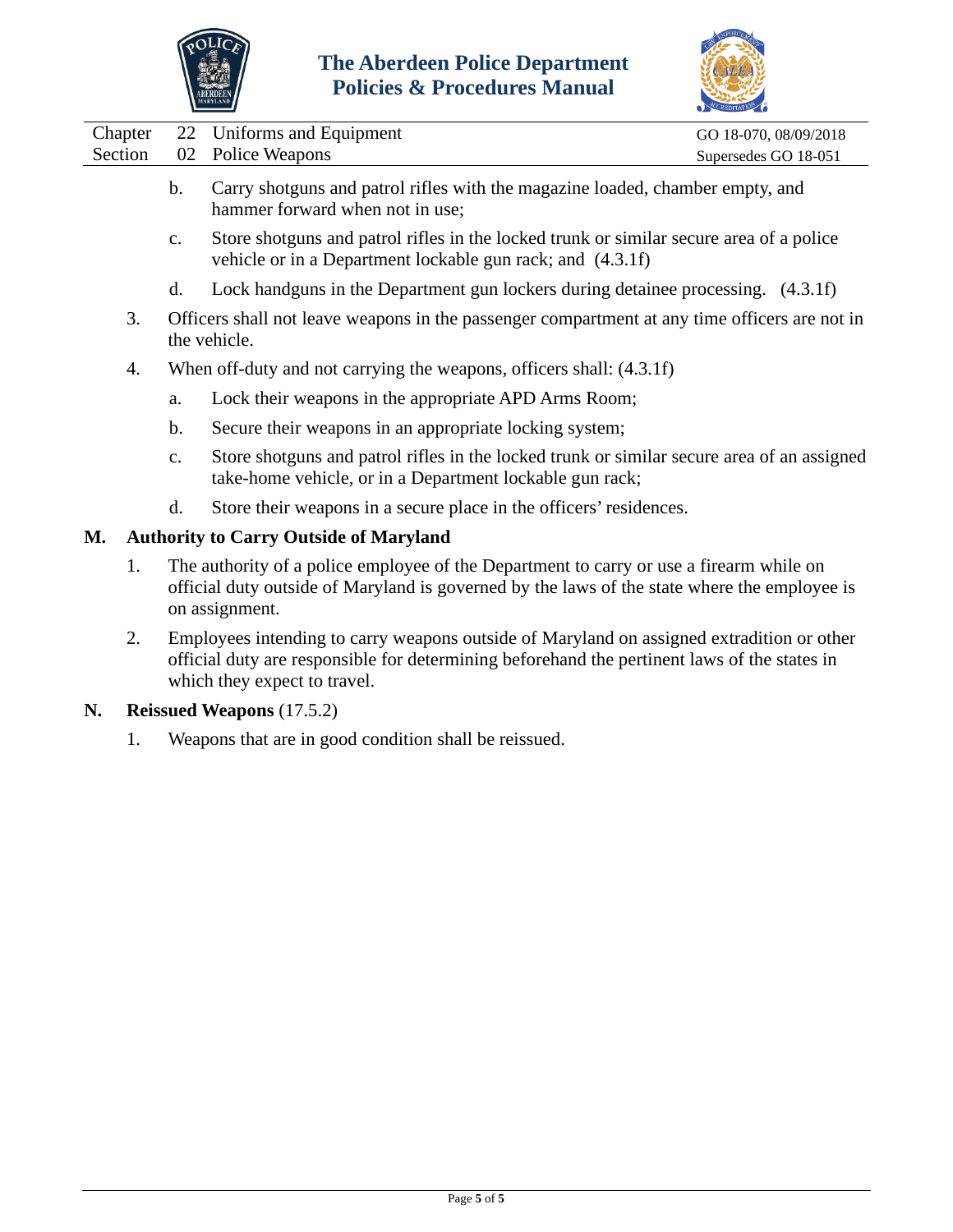b. Carry shotguns and patrol rifles with the magazine loaded, chamber empty, and hammer forward when not in use;

c. Store shotguns and patrol rifles in the locked trunk or similar secure area of a police vehicle or in a Department lockable gun rack; and (4.3.1f)

d. Lock handguns in the Department gun lockers during detainee processing. (4.3.1f)

3. Officers shall not leave weapons in the passenger compartment at any time officers are not in the vehicle.

4. When off-duty and not carrying the weapons, officers shall: (4.3.1f)

   a. Lock their weapons in the appropriate APD Arms Room;

   b. Secure their weapons in an appropriate locking system;

   c. Store shotguns and patrol rifles in the locked trunk or similar secure area of an assigned take-home vehicle, or in a Department lockable gun rack;

   d. Store their weapons in a secure place in the officers' residences.

## M. Authority to Carry Outside of Maryland

1. The authority of a police employee of the Department to carry or use a firearm while on official duty outside of Maryland is governed by the laws of the state where the employee is on assignment.

2. Employees intending to carry weapons outside of Maryland on assigned extradition or other official duty are responsible for determining beforehand the pertinent laws of the states in which they expect to travel.

## N. Reissued Weapons (17.5.2)

1. Weapons that are in good condition shall be reissued.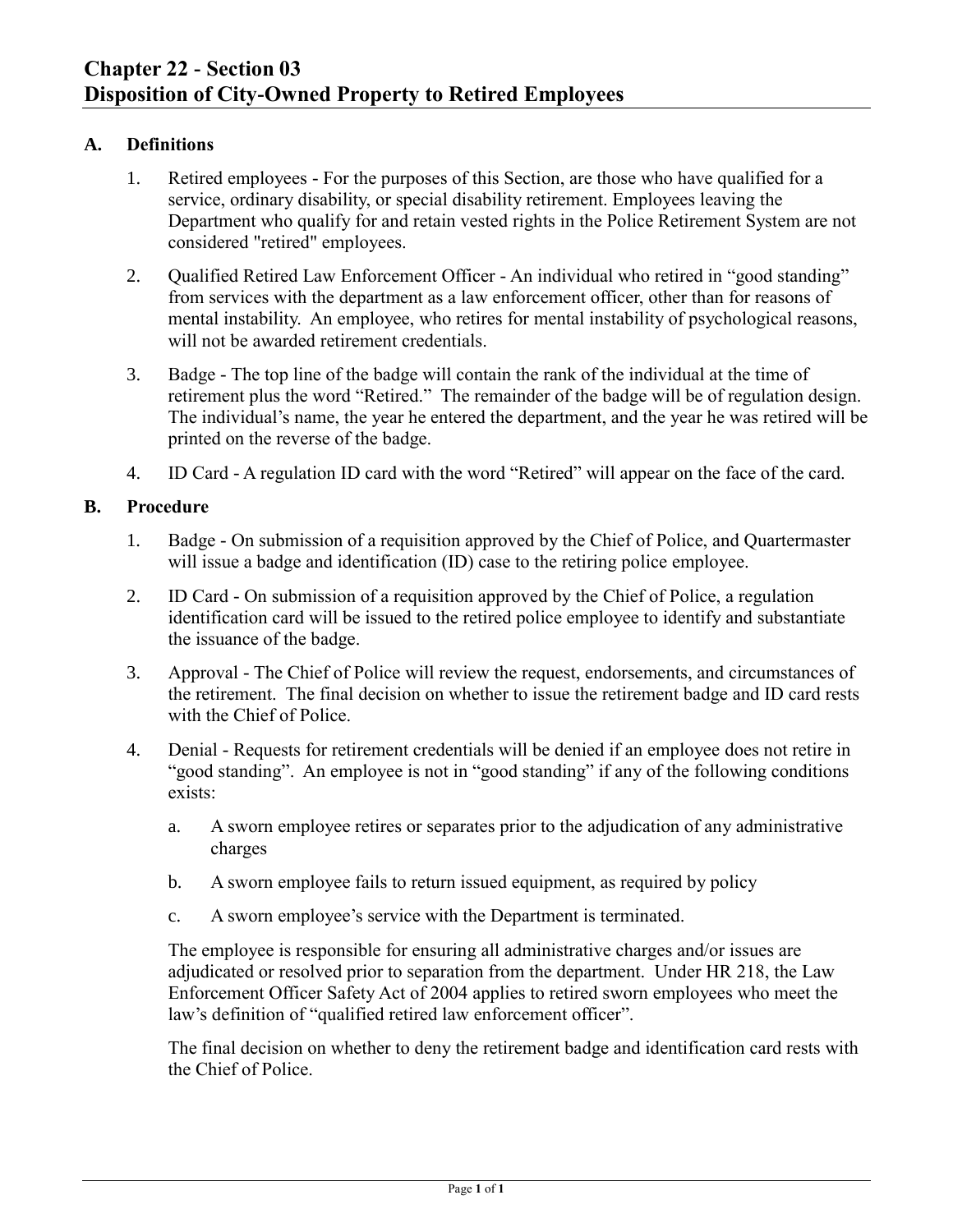# Chapter 22 - Section 03
# Disposition of City-Owned Property to Retired Employees

## A. Definitions

1. Retired employees - For the purposes of this Section, are those who have qualified for a service, ordinary disability, or special disability retirement. Employees leaving the Department who qualify for and retain vested rights in the Police Retirement System are not considered "retired" employees.

2. Qualified Retired Law Enforcement Officer - An individual who retired in "good standing" from services with the department as a law enforcement officer, other than for reasons of mental instability. An employee, who retires for mental instability of psychological reasons, will not be awarded retirement credentials.

3. Badge - The top line of the badge will contain the rank of the individual at the time of retirement plus the word "Retired." The remainder of the badge will be of regulation design. The individual's name, the year he entered the department, and the year he was retired will be printed on the reverse of the badge.

4. ID Card - A regulation ID card with the word "Retired" will appear on the face of the card.

## B. Procedure

1. Badge - On submission of a requisition approved by the Chief of Police, and Quartermaster will issue a badge and identification (ID) case to the retiring police employee.

2. ID Card - On submission of a requisition approved by the Chief of Police, a regulation identification card will be issued to the retired police employee to identify and substantiate the issuance of the badge.

3. Approval - The Chief of Police will review the request, endorsements, and circumstances of the retirement. The final decision on whether to issue the retirement badge and ID card rests with the Chief of Police.

4. Denial - Requests for retirement credentials will be denied if an employee does not retire in "good standing". An employee is not in "good standing" if any of the following conditions exists:

   a. A sworn employee retires or separates prior to the adjudication of any administrative charges

   b. A sworn employee fails to return issued equipment, as required by policy

   c. A sworn employee's service with the Department is terminated.

   The employee is responsible for ensuring all administrative charges and/or issues are adjudicated or resolved prior to separation from the department. Under HR 218, the Law Enforcement Officer Safety Act of 2004 applies to retired sworn employees who meet the law's definition of "qualified retired law enforcement officer".

   The final decision on whether to deny the retirement badge and identification card rests with the Chief of Police.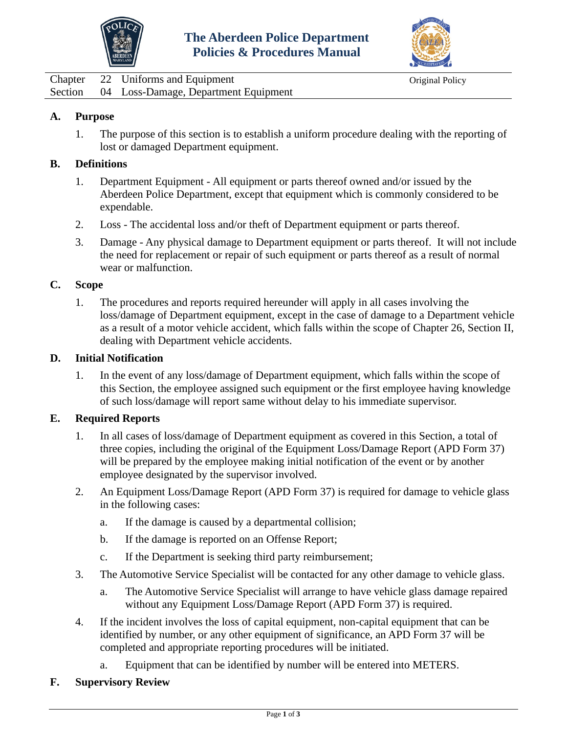# The Aberdeen Police Department Policies & Procedures Manual

Chapter 22 Uniforms and Equipment

Section 04 Loss-Damage, Department Equipment

Original Policy

## A. Purpose

1. The purpose of this section is to establish a uniform procedure dealing with the reporting of lost or damaged Department equipment.

## B. Definitions

1. Department Equipment - All equipment or parts thereof owned and/or issued by the Aberdeen Police Department, except that equipment which is commonly considered to be expendable.
2. Loss - The accidental loss and/or theft of Department equipment or parts thereof.
3. Damage - Any physical damage to Department equipment or parts thereof. It will not include the need for replacement or repair of such equipment or parts thereof as a result of normal wear or malfunction.

## C. Scope

1. The procedures and reports required hereunder will apply in all cases involving the loss/damage of Department equipment, except in the case of damage to a Department vehicle as a result of a motor vehicle accident, which falls within the scope of Chapter 26, Section II, dealing with Department vehicle accidents.

## D. Initial Notification

1. In the event of any loss/damage of Department equipment, which falls within the scope of this Section, the employee assigned such equipment or the first employee having knowledge of such loss/damage will report same without delay to his immediate supervisor.

## E. Required Reports

1. In all cases of loss/damage of Department equipment as covered in this Section, a total of three copies, including the original of the Equipment Loss/Damage Report (APD Form 37) will be prepared by the employee making initial notification of the event or by another employee designated by the supervisor involved.
2. An Equipment Loss/Damage Report (APD Form 37) is required for damage to vehicle glass in the following cases:
   a. If the damage is caused by a departmental collision;
   b. If the damage is reported on an Offense Report;
   c. If the Department is seeking third party reimbursement;
3. The Automotive Service Specialist will be contacted for any other damage to vehicle glass.
   a. The Automotive Service Specialist will arrange to have vehicle glass damage repaired without any Equipment Loss/Damage Report (APD Form 37) is required.
4. If the incident involves the loss of capital equipment, non-capital equipment that can be identified by number, or any other equipment of significance, an APD Form 37 will be completed and appropriate reporting procedures will be initiated.
   a. Equipment that can be identified by number will be entered into METERS.

## F. Supervisory Review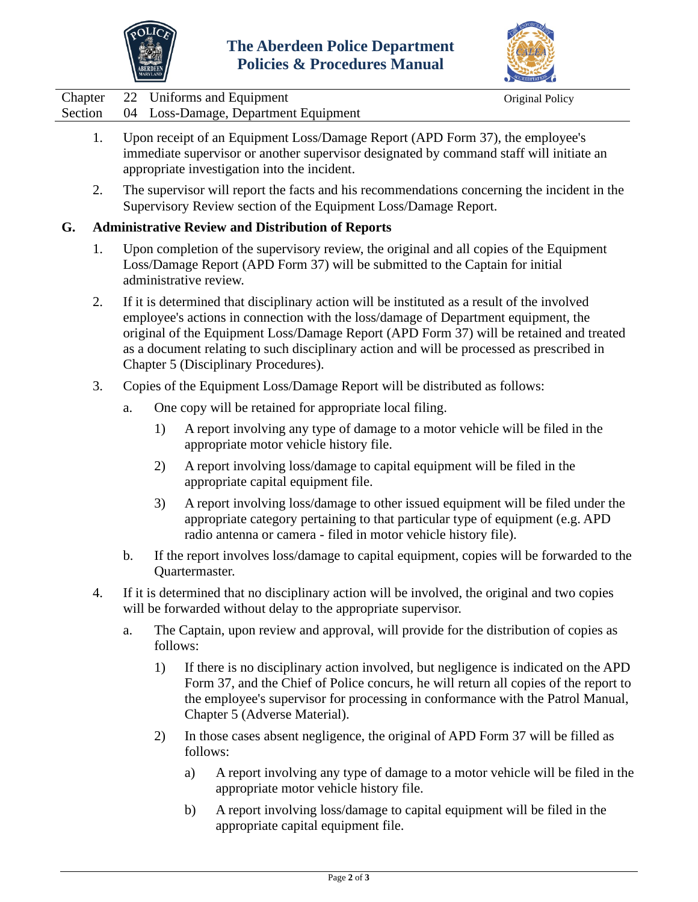1. Upon receipt of an Equipment Loss/Damage Report (APD Form 37), the employee's immediate supervisor or another supervisor designated by command staff will initiate an appropriate investigation into the incident.

2. The supervisor will report the facts and his recommendations concerning the incident in the Supervisory Review section of the Equipment Loss/Damage Report.

## G. Administrative Review and Distribution of Reports

1. Upon completion of the supervisory review, the original and all copies of the Equipment Loss/Damage Report (APD Form 37) will be submitted to the Captain for initial administrative review.

2. If it is determined that disciplinary action will be instituted as a result of the involved employee's actions in connection with the loss/damage of Department equipment, the original of the Equipment Loss/Damage Report (APD Form 37) will be retained and treated as a document relating to such disciplinary action and will be processed as prescribed in Chapter 5 (Disciplinary Procedures).

3. Copies of the Equipment Loss/Damage Report will be distributed as follows:

   a. One copy will be retained for appropriate local filing.

      1) A report involving any type of damage to a motor vehicle will be filed in the appropriate motor vehicle history file.

      2) A report involving loss/damage to capital equipment will be filed in the appropriate capital equipment file.

      3) A report involving loss/damage to other issued equipment will be filed under the appropriate category pertaining to that particular type of equipment (e.g. APD radio antenna or camera - filed in motor vehicle history file).

   b. If the report involves loss/damage to capital equipment, copies will be forwarded to the Quartermaster.

4. If it is determined that no disciplinary action will be involved, the original and two copies will be forwarded without delay to the appropriate supervisor.

   a. The Captain, upon review and approval, will provide for the distribution of copies as follows:

      1) If there is no disciplinary action involved, but negligence is indicated on the APD Form 37, and the Chief of Police concurs, he will return all copies of the report to the employee's supervisor for processing in conformance with the Patrol Manual, Chapter 5 (Adverse Material).

      2) In those cases absent negligence, the original of APD Form 37 will be filled as follows:

         a) A report involving any type of damage to a motor vehicle will be filed in the appropriate motor vehicle history file.

         b) A report involving loss/damage to capital equipment will be filed in the appropriate capital equipment file.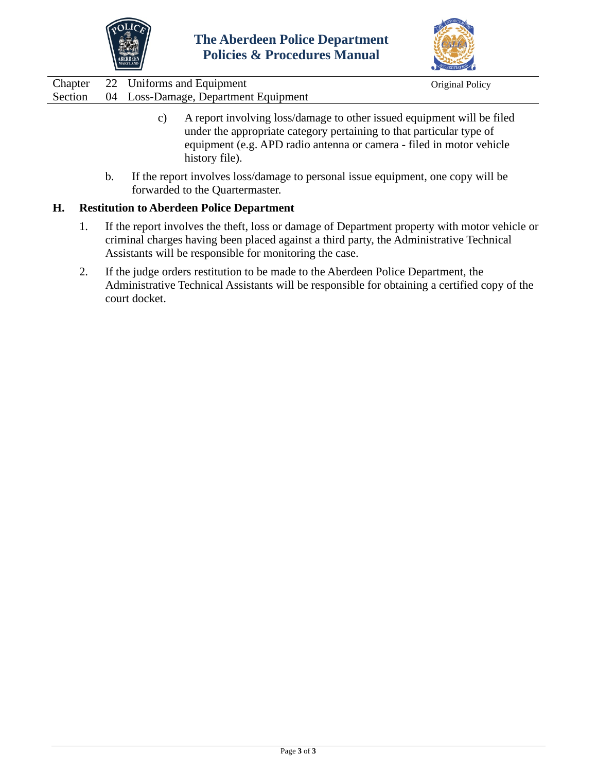c) A report involving loss/damage to other issued equipment will be filed under the appropriate category pertaining to that particular type of equipment (e.g. APD radio antenna or camera - filed in motor vehicle history file).

b. If the report involves loss/damage to personal issue equipment, one copy will be forwarded to the Quartermaster.

**H. Restitution to Aberdeen Police Department**

1. If the report involves the theft, loss or damage of Department property with motor vehicle or criminal charges having been placed against a third party, the Administrative Technical Assistants will be responsible for monitoring the case.

2. If the judge orders restitution to be made to the Aberdeen Police Department, the Administrative Technical Assistants will be responsible for obtaining a certified copy of the court docket.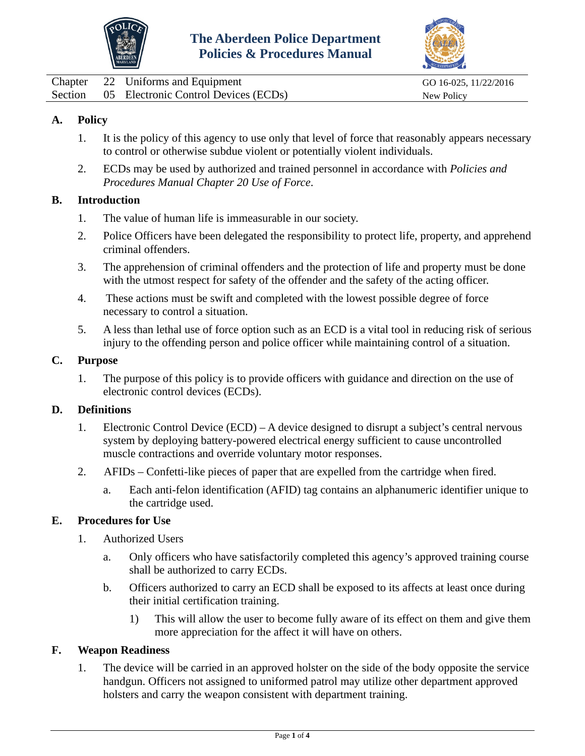# The Aberdeen Police Department
## Policies & Procedures Manual

| | | | |
|---|---|---|---|
| Chapter | 22 | Uniforms and Equipment | GO 16-025, 11/22/2016 |
| Section | 05 | Electronic Control Devices (ECDs) | New Policy |

**A. Policy**

1. It is the policy of this agency to use only that level of force that reasonably appears necessary to control or otherwise subdue violent or potentially violent individuals.
2. ECDs may be used by authorized and trained personnel in accordance with *Policies and Procedures Manual Chapter 20 Use of Force*.

**B. Introduction**

1. The value of human life is immeasurable in our society.
2. Police Officers have been delegated the responsibility to protect life, property, and apprehend criminal offenders.
3. The apprehension of criminal offenders and the protection of life and property must be done with the utmost respect for safety of the offender and the safety of the acting officer.
4. These actions must be swift and completed with the lowest possible degree of force necessary to control a situation.
5. A less than lethal use of force option such as an ECD is a vital tool in reducing risk of serious injury to the offending person and police officer while maintaining control of a situation.

**C. Purpose**

1. The purpose of this policy is to provide officers with guidance and direction on the use of electronic control devices (ECDs).

**D. Definitions**

1. Electronic Control Device (ECD) – A device designed to disrupt a subject's central nervous system by deploying battery-powered electrical energy sufficient to cause uncontrolled muscle contractions and override voluntary motor responses.
2. AFIDs – Confetti-like pieces of paper that are expelled from the cartridge when fired.
   a. Each anti-felon identification (AFID) tag contains an alphanumeric identifier unique to the cartridge used.

**E. Procedures for Use**

1. Authorized Users
   a. Only officers who have satisfactorily completed this agency's approved training course shall be authorized to carry ECDs.
   b. Officers authorized to carry an ECD shall be exposed to its affects at least once during their initial certification training.
      1) This will allow the user to become fully aware of its effect on them and give them more appreciation for the affect it will have on others.

**F. Weapon Readiness**

1. The device will be carried in an approved holster on the side of the body opposite the service handgun. Officers not assigned to uniformed patrol may utilize other department approved holsters and carry the weapon consistent with department training.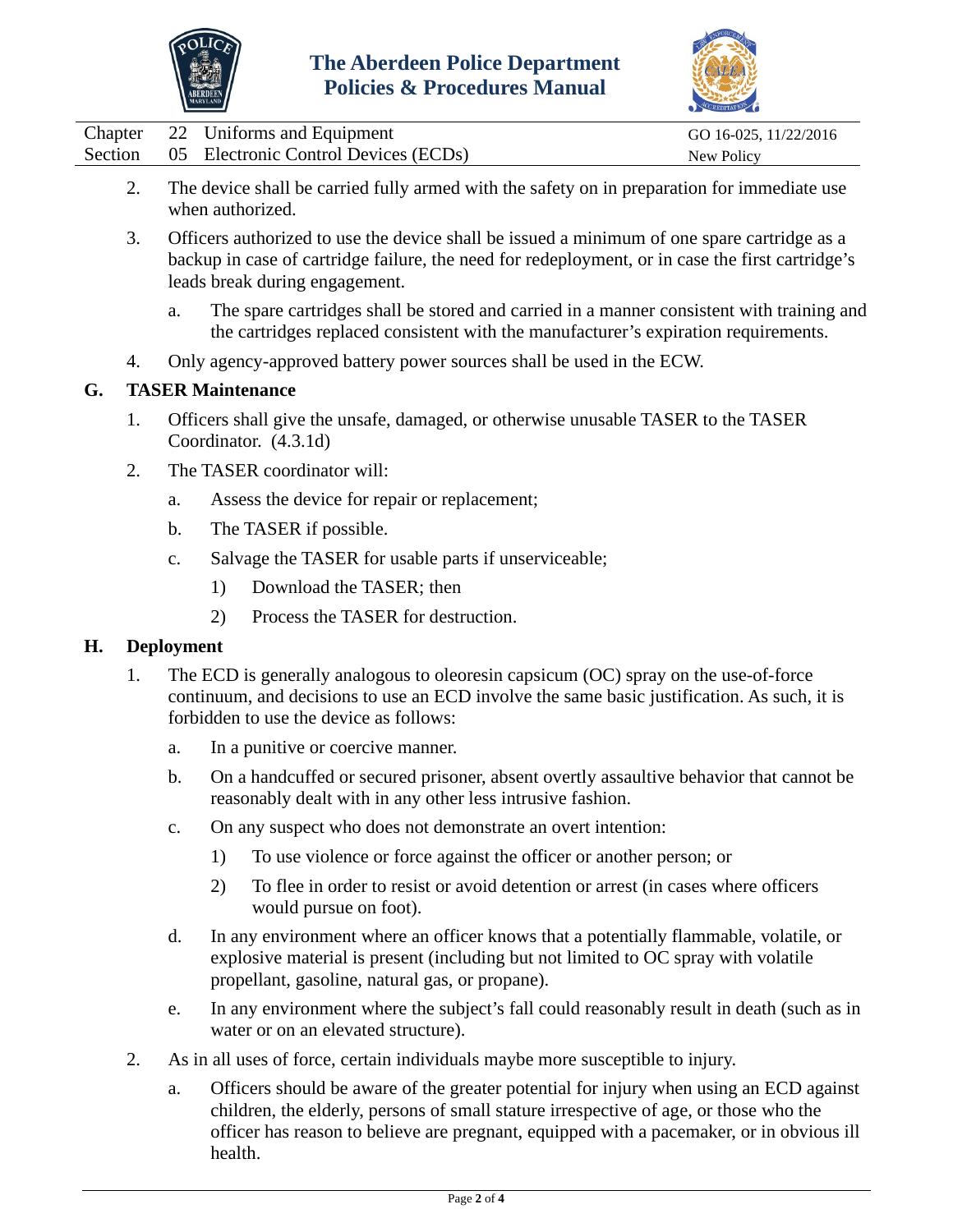2. The device shall be carried fully armed with the safety on in preparation for immediate use when authorized.

3. Officers authorized to use the device shall be issued a minimum of one spare cartridge as a backup in case of cartridge failure, the need for redeployment, or in case the first cartridge's leads break during engagement.

   a. The spare cartridges shall be stored and carried in a manner consistent with training and the cartridges replaced consistent with the manufacturer's expiration requirements.

4. Only agency-approved battery power sources shall be used in the ECW.

## G. TASER Maintenance

1. Officers shall give the unsafe, damaged, or otherwise unusable TASER to the TASER Coordinator. (4.3.1d)

2. The TASER coordinator will:

   a. Assess the device for repair or replacement;

   b. The TASER if possible.

   c. Salvage the TASER for usable parts if unserviceable;

      1) Download the TASER; then

      2) Process the TASER for destruction.

## H. Deployment

1. The ECD is generally analogous to oleoresin capsicum (OC) spray on the use-of-force continuum, and decisions to use an ECD involve the same basic justification. As such, it is forbidden to use the device as follows:

   a. In a punitive or coercive manner.

   b. On a handcuffed or secured prisoner, absent overtly assaultive behavior that cannot be reasonably dealt with in any other less intrusive fashion.

   c. On any suspect who does not demonstrate an overt intention:

      1) To use violence or force against the officer or another person; or

      2) To flee in order to resist or avoid detention or arrest (in cases where officers would pursue on foot).

   d. In any environment where an officer knows that a potentially flammable, volatile, or explosive material is present (including but not limited to OC spray with volatile propellant, gasoline, natural gas, or propane).

   e. In any environment where the subject's fall could reasonably result in death (such as in water or on an elevated structure).

2. As in all uses of force, certain individuals maybe more susceptible to injury.

   a. Officers should be aware of the greater potential for injury when using an ECD against children, the elderly, persons of small stature irrespective of age, or those who the officer has reason to believe are pregnant, equipped with a pacemaker, or in obvious ill health.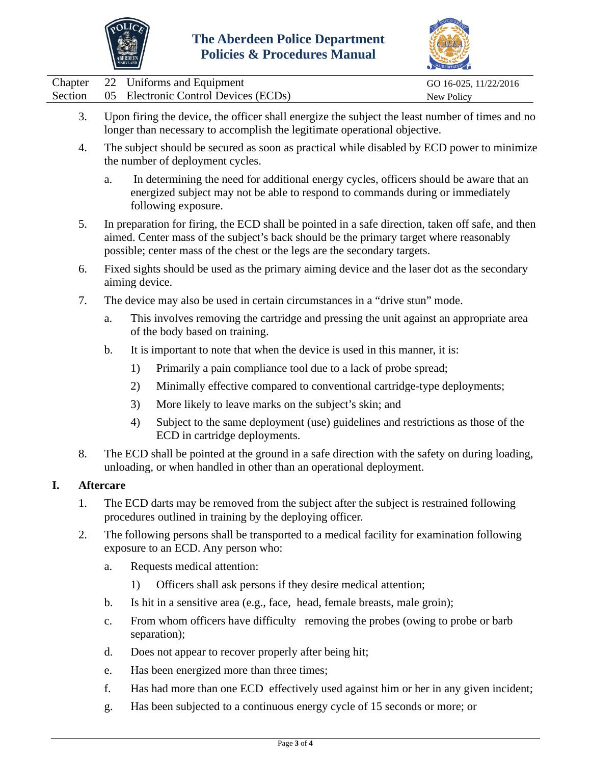3. Upon firing the device, the officer shall energize the subject the least number of times and no longer than necessary to accomplish the legitimate operational objective.

4. The subject should be secured as soon as practical while disabled by ECD power to minimize the number of deployment cycles.

   a. In determining the need for additional energy cycles, officers should be aware that an energized subject may not be able to respond to commands during or immediately following exposure.

5. In preparation for firing, the ECD shall be pointed in a safe direction, taken off safe, and then aimed. Center mass of the subject's back should be the primary target where reasonably possible; center mass of the chest or the legs are the secondary targets.

6. Fixed sights should be used as the primary aiming device and the laser dot as the secondary aiming device.

7. The device may also be used in certain circumstances in a "drive stun" mode.

   a. This involves removing the cartridge and pressing the unit against an appropriate area of the body based on training.

   b. It is important to note that when the device is used in this manner, it is:

      1) Primarily a pain compliance tool due to a lack of probe spread;

      2) Minimally effective compared to conventional cartridge-type deployments;

      3) More likely to leave marks on the subject's skin; and

      4) Subject to the same deployment (use) guidelines and restrictions as those of the ECD in cartridge deployments.

8. The ECD shall be pointed at the ground in a safe direction with the safety on during loading, unloading, or when handled in other than an operational deployment.

## I. Aftercare

1. The ECD darts may be removed from the subject after the subject is restrained following procedures outlined in training by the deploying officer.

2. The following persons shall be transported to a medical facility for examination following exposure to an ECD. Any person who:

   a. Requests medical attention:

      1) Officers shall ask persons if they desire medical attention;

   b. Is hit in a sensitive area (e.g., face, head, female breasts, male groin);

   c. From whom officers have difficulty removing the probes (owing to probe or barb separation);

   d. Does not appear to recover properly after being hit;

   e. Has been energized more than three times;

   f. Has had more than one ECD effectively used against him or her in any given incident;

   g. Has been subjected to a continuous energy cycle of 15 seconds or more; or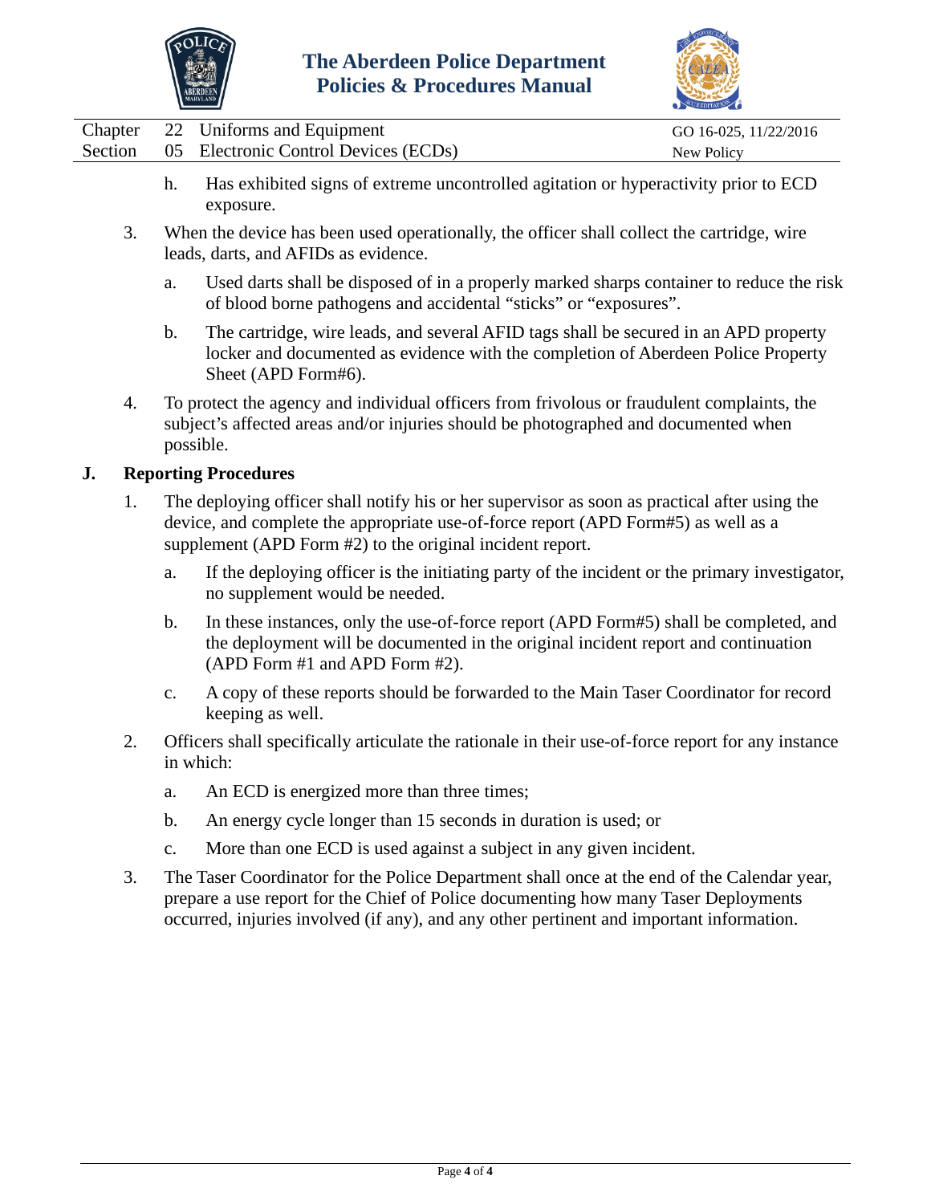h. Has exhibited signs of extreme uncontrolled agitation or hyperactivity prior to ECD exposure.

3. When the device has been used operationally, the officer shall collect the cartridge, wire leads, darts, and AFIDs as evidence.

   a. Used darts shall be disposed of in a properly marked sharps container to reduce the risk of blood borne pathogens and accidental "sticks" or "exposures".

   b. The cartridge, wire leads, and several AFID tags shall be secured in an APD property locker and documented as evidence with the completion of Aberdeen Police Property Sheet (APD Form#6).

4. To protect the agency and individual officers from frivolous or fraudulent complaints, the subject's affected areas and/or injuries should be photographed and documented when possible.

## J. Reporting Procedures

1. The deploying officer shall notify his or her supervisor as soon as practical after using the device, and complete the appropriate use-of-force report (APD Form#5) as well as a supplement (APD Form #2) to the original incident report.

   a. If the deploying officer is the initiating party of the incident or the primary investigator, no supplement would be needed.

   b. In these instances, only the use-of-force report (APD Form#5) shall be completed, and the deployment will be documented in the original incident report and continuation (APD Form #1 and APD Form #2).

   c. A copy of these reports should be forwarded to the Main Taser Coordinator for record keeping as well.

2. Officers shall specifically articulate the rationale in their use-of-force report for any instance in which:

   a. An ECD is energized more than three times;

   b. An energy cycle longer than 15 seconds in duration is used; or

   c. More than one ECD is used against a subject in any given incident.

3. The Taser Coordinator for the Police Department shall once at the end of the Calendar year, prepare a use report for the Chief of Police documenting how many Taser Deployments occurred, injuries involved (if any), and any other pertinent and important information.